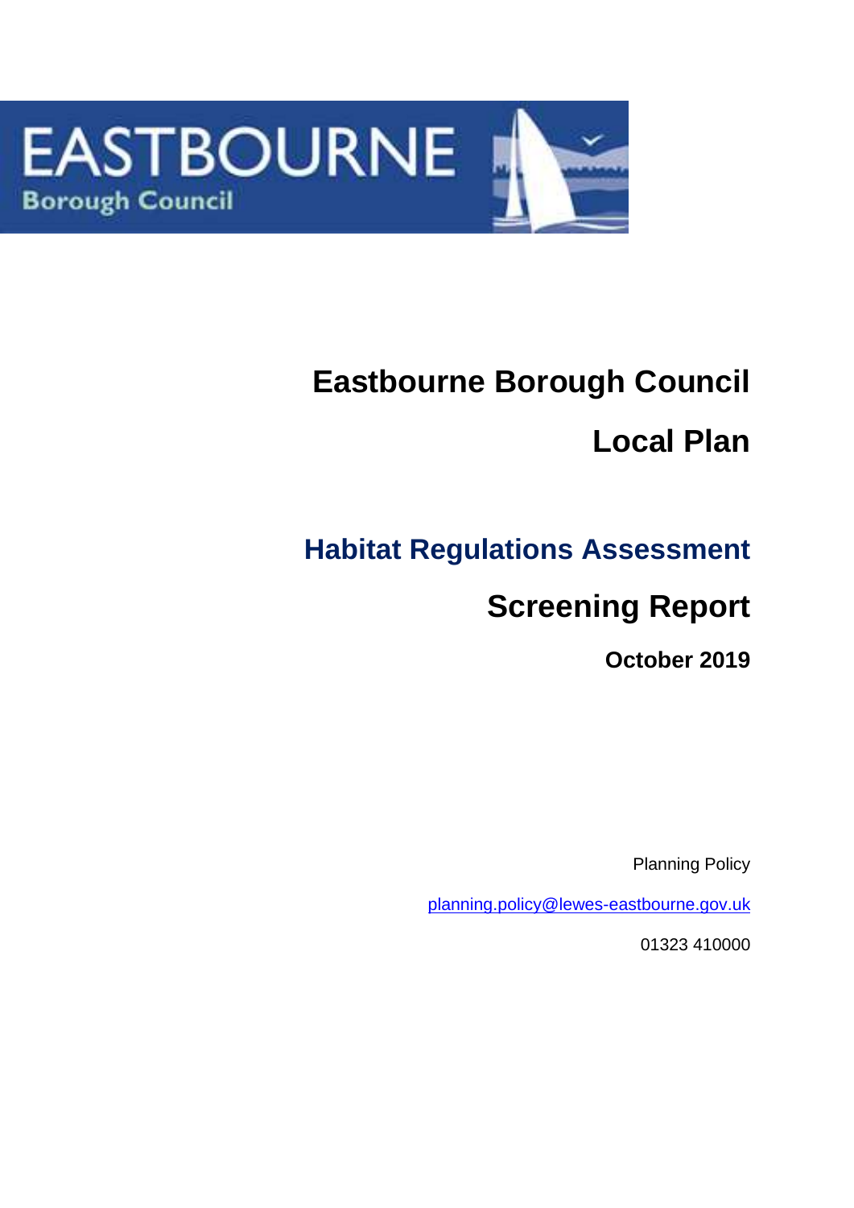EASTBOURNE
Borough Council

# Eastbourne Borough Council

# Local Plan

## Habitat Regulations Assessment

## Screening Report

**October 2019**

Planning Policy

planning.policy@lewes-eastbourne.gov.uk

01323 410000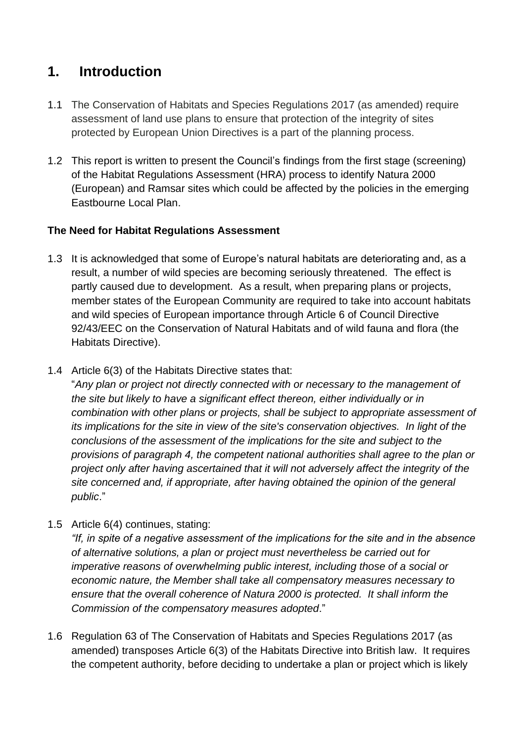# 1. Introduction

1.1 The Conservation of Habitats and Species Regulations 2017 (as amended) require assessment of land use plans to ensure that protection of the integrity of sites protected by European Union Directives is a part of the planning process.

1.2 This report is written to present the Council's findings from the first stage (screening) of the Habitat Regulations Assessment (HRA) process to identify Natura 2000 (European) and Ramsar sites which could be affected by the policies in the emerging Eastbourne Local Plan.

**The Need for Habitat Regulations Assessment**

1.3 It is acknowledged that some of Europe's natural habitats are deteriorating and, as a result, a number of wild species are becoming seriously threatened. The effect is partly caused due to development. As a result, when preparing plans or projects, member states of the European Community are required to take into account habitats and wild species of European importance through Article 6 of Council Directive 92/43/EEC on the Conservation of Natural Habitats and of wild fauna and flora (the Habitats Directive).

1.4 Article 6(3) of the Habitats Directive states that:
"*Any plan or project not directly connected with or necessary to the management of the site but likely to have a significant effect thereon, either individually or in combination with other plans or projects, shall be subject to appropriate assessment of its implications for the site in view of the site's conservation objectives. In light of the conclusions of the assessment of the implications for the site and subject to the provisions of paragraph 4, the competent national authorities shall agree to the plan or project only after having ascertained that it will not adversely affect the integrity of the site concerned and, if appropriate, after having obtained the opinion of the general public*."

1.5 Article 6(4) continues, stating:
*"If, in spite of a negative assessment of the implications for the site and in the absence of alternative solutions, a plan or project must nevertheless be carried out for imperative reasons of overwhelming public interest, including those of a social or economic nature, the Member shall take all compensatory measures necessary to ensure that the overall coherence of Natura 2000 is protected. It shall inform the Commission of the compensatory measures adopted*."

1.6 Regulation 63 of The Conservation of Habitats and Species Regulations 2017 (as amended) transposes Article 6(3) of the Habitats Directive into British law. It requires the competent authority, before deciding to undertake a plan or project which is likely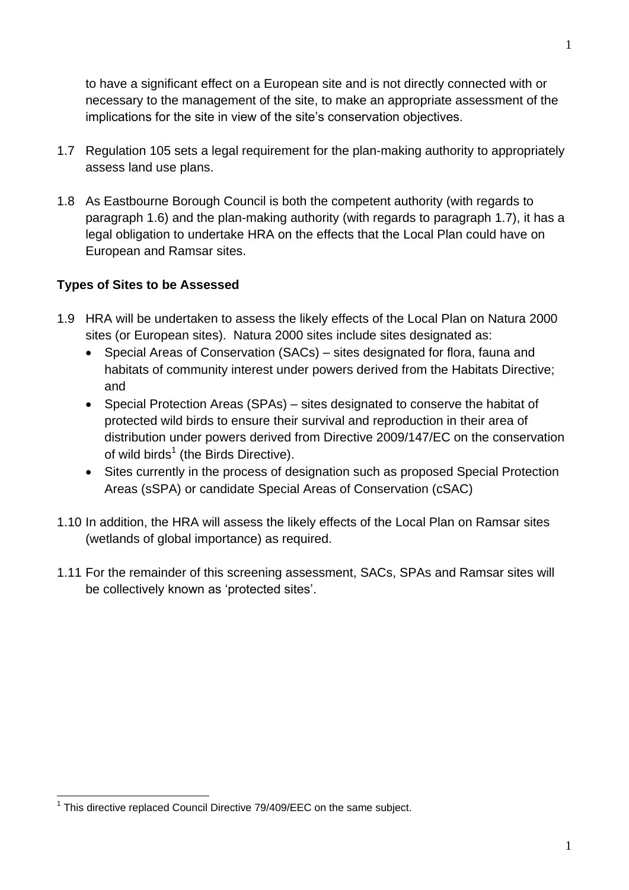to have a significant effect on a European site and is not directly connected with or necessary to the management of the site, to make an appropriate assessment of the implications for the site in view of the site's conservation objectives.

1.7 Regulation 105 sets a legal requirement for the plan-making authority to appropriately assess land use plans.

1.8 As Eastbourne Borough Council is both the competent authority (with regards to paragraph 1.6) and the plan-making authority (with regards to paragraph 1.7), it has a legal obligation to undertake HRA on the effects that the Local Plan could have on European and Ramsar sites.

**Types of Sites to be Assessed**

1.9 HRA will be undertaken to assess the likely effects of the Local Plan on Natura 2000 sites (or European sites). Natura 2000 sites include sites designated as:

- Special Areas of Conservation (SACs) – sites designated for flora, fauna and habitats of community interest under powers derived from the Habitats Directive; and
- Special Protection Areas (SPAs) – sites designated to conserve the habitat of protected wild birds to ensure their survival and reproduction in their area of distribution under powers derived from Directive 2009/147/EC on the conservation of wild birds[1] (the Birds Directive).
- Sites currently in the process of designation such as proposed Special Protection Areas (sSPA) or candidate Special Areas of Conservation (cSAC)

1.10 In addition, the HRA will assess the likely effects of the Local Plan on Ramsar sites (wetlands of global importance) as required.

1.11 For the remainder of this screening assessment, SACs, SPAs and Ramsar sites will be collectively known as 'protected sites'.

[1] This directive replaced Council Directive 79/409/EEC on the same subject.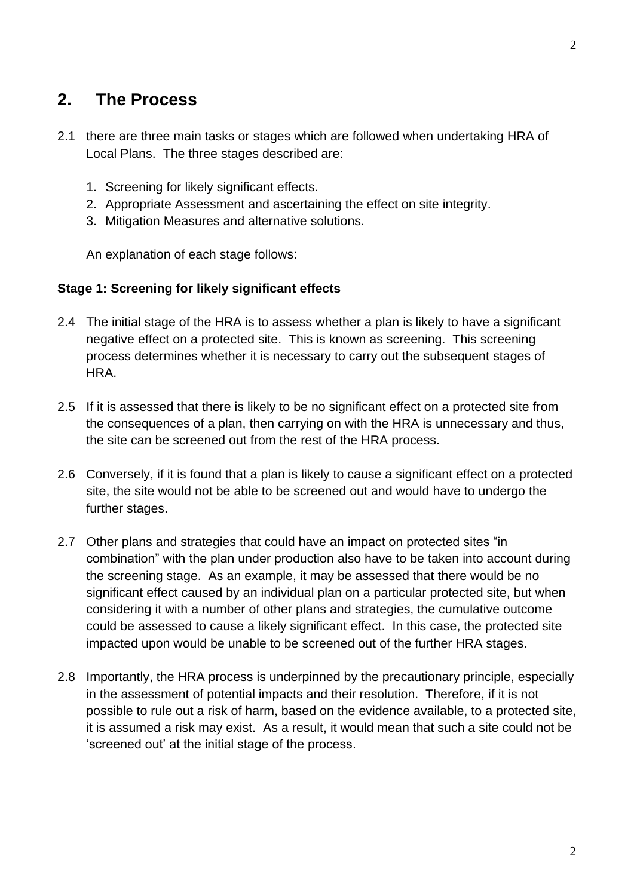## 2. The Process

2.1 there are three main tasks or stages which are followed when undertaking HRA of Local Plans. The three stages described are:

1. Screening for likely significant effects.
2. Appropriate Assessment and ascertaining the effect on site integrity.
3. Mitigation Measures and alternative solutions.

An explanation of each stage follows:

**Stage 1: Screening for likely significant effects**

2.4 The initial stage of the HRA is to assess whether a plan is likely to have a significant negative effect on a protected site. This is known as screening. This screening process determines whether it is necessary to carry out the subsequent stages of HRA.

2.5 If it is assessed that there is likely to be no significant effect on a protected site from the consequences of a plan, then carrying on with the HRA is unnecessary and thus, the site can be screened out from the rest of the HRA process.

2.6 Conversely, if it is found that a plan is likely to cause a significant effect on a protected site, the site would not be able to be screened out and would have to undergo the further stages.

2.7 Other plans and strategies that could have an impact on protected sites "in combination" with the plan under production also have to be taken into account during the screening stage. As an example, it may be assessed that there would be no significant effect caused by an individual plan on a particular protected site, but when considering it with a number of other plans and strategies, the cumulative outcome could be assessed to cause a likely significant effect. In this case, the protected site impacted upon would be unable to be screened out of the further HRA stages.

2.8 Importantly, the HRA process is underpinned by the precautionary principle, especially in the assessment of potential impacts and their resolution. Therefore, if it is not possible to rule out a risk of harm, based on the evidence available, to a protected site, it is assumed a risk may exist. As a result, it would mean that such a site could not be 'screened out' at the initial stage of the process.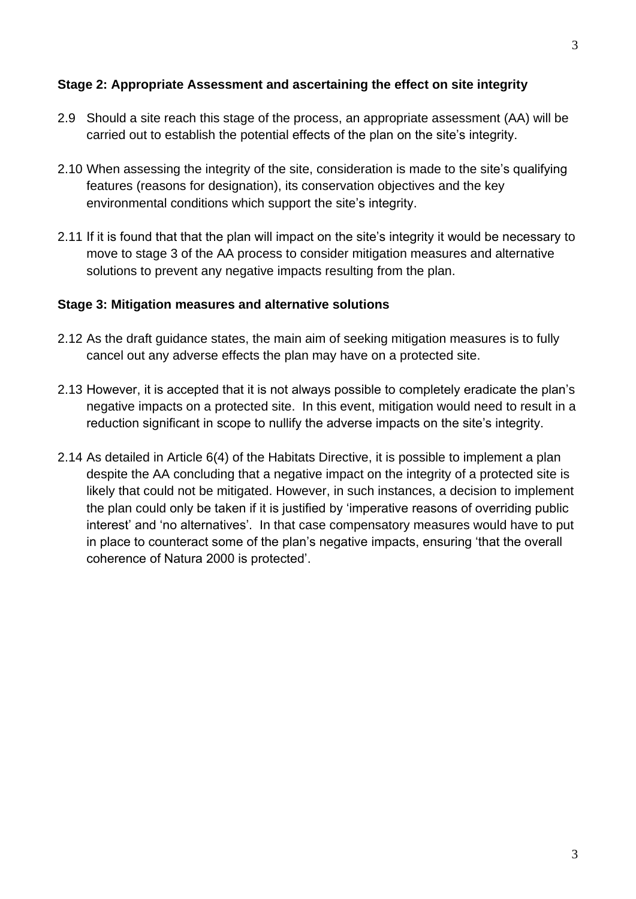### Stage 2: Appropriate Assessment and ascertaining the effect on site integrity

2.9 Should a site reach this stage of the process, an appropriate assessment (AA) will be carried out to establish the potential effects of the plan on the site's integrity.

2.10 When assessing the integrity of the site, consideration is made to the site's qualifying features (reasons for designation), its conservation objectives and the key environmental conditions which support the site's integrity.

2.11 If it is found that that the plan will impact on the site's integrity it would be necessary to move to stage 3 of the AA process to consider mitigation measures and alternative solutions to prevent any negative impacts resulting from the plan.

### Stage 3: Mitigation measures and alternative solutions

2.12 As the draft guidance states, the main aim of seeking mitigation measures is to fully cancel out any adverse effects the plan may have on a protected site.

2.13 However, it is accepted that it is not always possible to completely eradicate the plan's negative impacts on a protected site. In this event, mitigation would need to result in a reduction significant in scope to nullify the adverse impacts on the site's integrity.

2.14 As detailed in Article 6(4) of the Habitats Directive, it is possible to implement a plan despite the AA concluding that a negative impact on the integrity of a protected site is likely that could not be mitigated. However, in such instances, a decision to implement the plan could only be taken if it is justified by 'imperative reasons of overriding public interest' and 'no alternatives'. In that case compensatory measures would have to put in place to counteract some of the plan's negative impacts, ensuring 'that the overall coherence of Natura 2000 is protected'.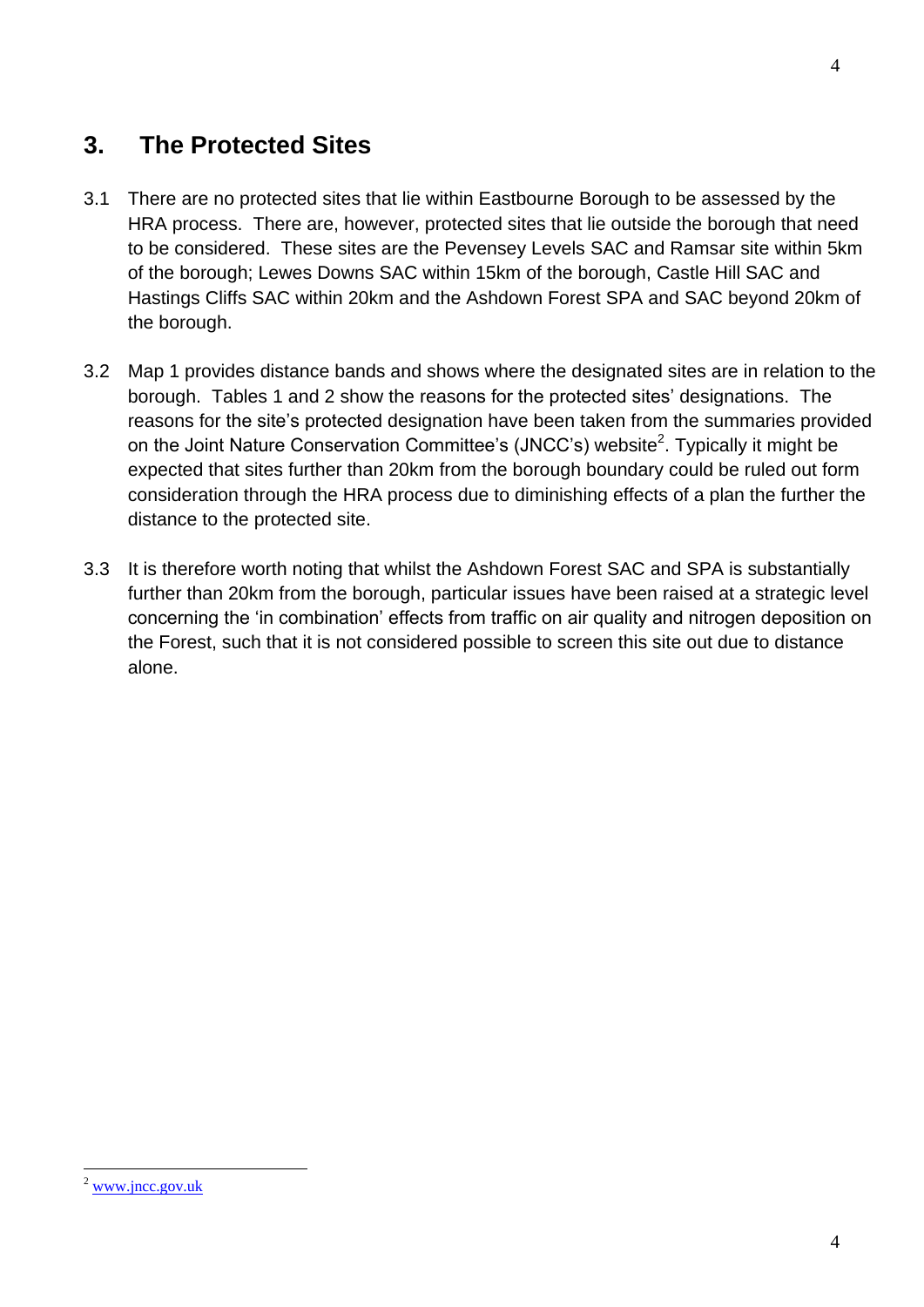## 3. The Protected Sites

3.1 There are no protected sites that lie within Eastbourne Borough to be assessed by the HRA process. There are, however, protected sites that lie outside the borough that need to be considered. These sites are the Pevensey Levels SAC and Ramsar site within 5km of the borough; Lewes Downs SAC within 15km of the borough, Castle Hill SAC and Hastings Cliffs SAC within 20km and the Ashdown Forest SPA and SAC beyond 20km of the borough.

3.2 Map 1 provides distance bands and shows where the designated sites are in relation to the borough. Tables 1 and 2 show the reasons for the protected sites' designations. The reasons for the site's protected designation have been taken from the summaries provided on the Joint Nature Conservation Committee's (JNCC's) website[2]. Typically it might be expected that sites further than 20km from the borough boundary could be ruled out form consideration through the HRA process due to diminishing effects of a plan the further the distance to the protected site.

3.3 It is therefore worth noting that whilst the Ashdown Forest SAC and SPA is substantially further than 20km from the borough, particular issues have been raised at a strategic level concerning the 'in combination' effects from traffic on air quality and nitrogen deposition on the Forest, such that it is not considered possible to screen this site out due to distance alone.

[2] www.jncc.gov.uk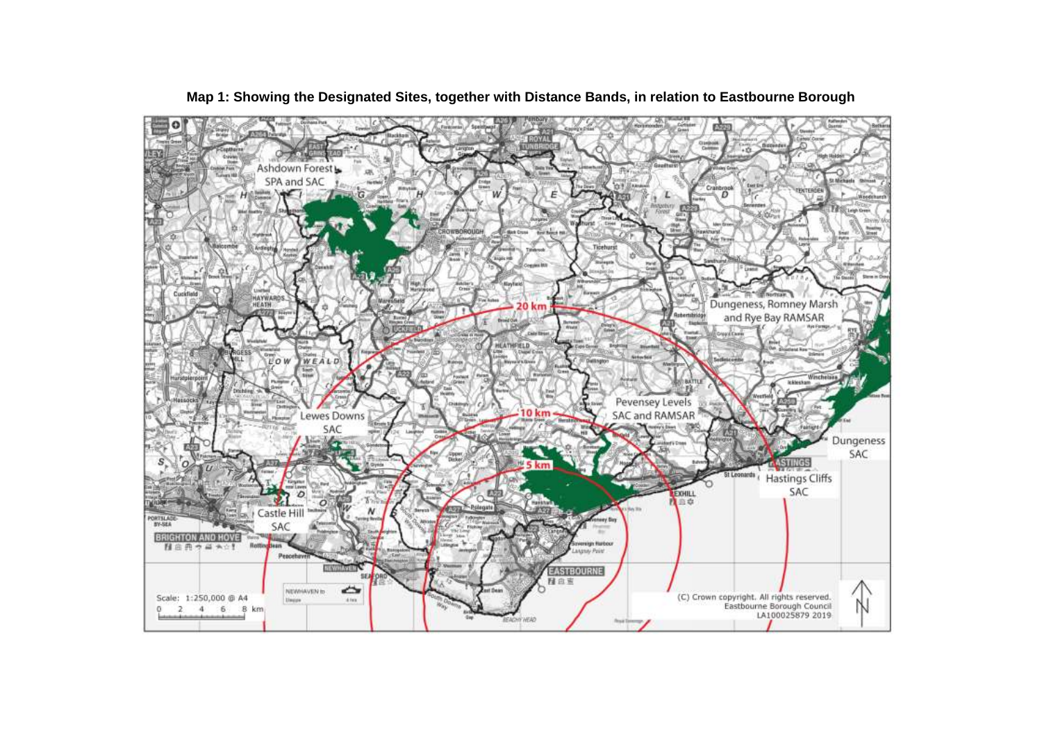**Map 1: Showing the Designated Sites, together with Distance Bands, in relation to Eastbourne Borough**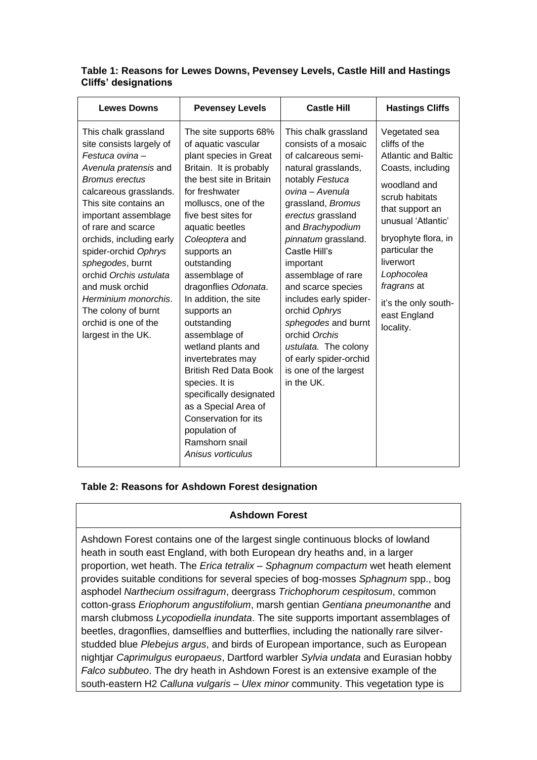**Table 1: Reasons for Lewes Downs, Pevensey Levels, Castle Hill and Hastings Cliffs' designations**

| Lewes Downs | Pevensey Levels | Castle Hill | Hastings Cliffs |
|---|---|---|---|
| This chalk grassland site consists largely of *Festuca ovina – Avenula pratensis* and *Bromus erectus* calcareous grasslands. This site contains an important assemblage of rare and scarce orchids, including early spider-orchid *Ophrys sphegodes*, burnt orchid *Orchis ustulata* and musk orchid *Herminium monorchis*. The colony of burnt orchid is one of the largest in the UK. | The site supports 68% of aquatic vascular plant species in Great Britain. It is probably the best site in Britain for freshwater molluscs, one of the five best sites for aquatic beetles *Coleoptera* and supports an outstanding assemblage of dragonflies *Odonata*. In addition, the site supports an outstanding assemblage of wetland plants and invertebrates may British Red Data Book species. It is specifically designated as a Special Area of Conservation for its population of Ramshorn snail *Anisus vorticulus* | This chalk grassland consists of a mosaic of calcareous semi-natural grasslands, notably *Festuca ovina – Avenula* grassland, *Bromus erectus* grassland and *Brachypodium pinnatum* grassland. Castle Hill's important assemblage of rare and scarce species includes early spider-orchid *Ophrys sphegodes* and burnt orchid *Orchis ustulata.* The colony of early spider-orchid is one of the largest in the UK. | Vegetated sea cliffs of the Atlantic and Baltic Coasts, including woodland and scrub habitats that support an unusual 'Atlantic' bryophyte flora, in particular the liverwort *Lophocolea fragrans* at it's the only south-east England locality. |

**Table 2: Reasons for Ashdown Forest designation**

| Ashdown Forest |
|---|
| Ashdown Forest contains one of the largest single continuous blocks of lowland heath in south east England, with both European dry heaths and, in a larger proportion, wet heath. The *Erica tetralix – Sphagnum compactum* wet heath element provides suitable conditions for several species of bog-mosses *Sphagnum* spp., bog asphodel *Narthecium ossifragum*, deergrass *Trichophorum cespitosum*, common cotton-grass *Eriophorum angustifolium*, marsh gentian *Gentiana pneumonanthe* and marsh clubmoss *Lycopodiella inundata*. The site supports important assemblages of beetles, dragonflies, damselflies and butterflies, including the nationally rare silver-studded blue *Plebejus argus*, and birds of European importance, such as European nightjar *Caprimulgus europaeus*, Dartford warbler *Sylvia undata* and Eurasian hobby *Falco subbuteo*. The dry heath in Ashdown Forest is an extensive example of the south-eastern H2 *Calluna vulgaris – Ulex minor* community. This vegetation type is |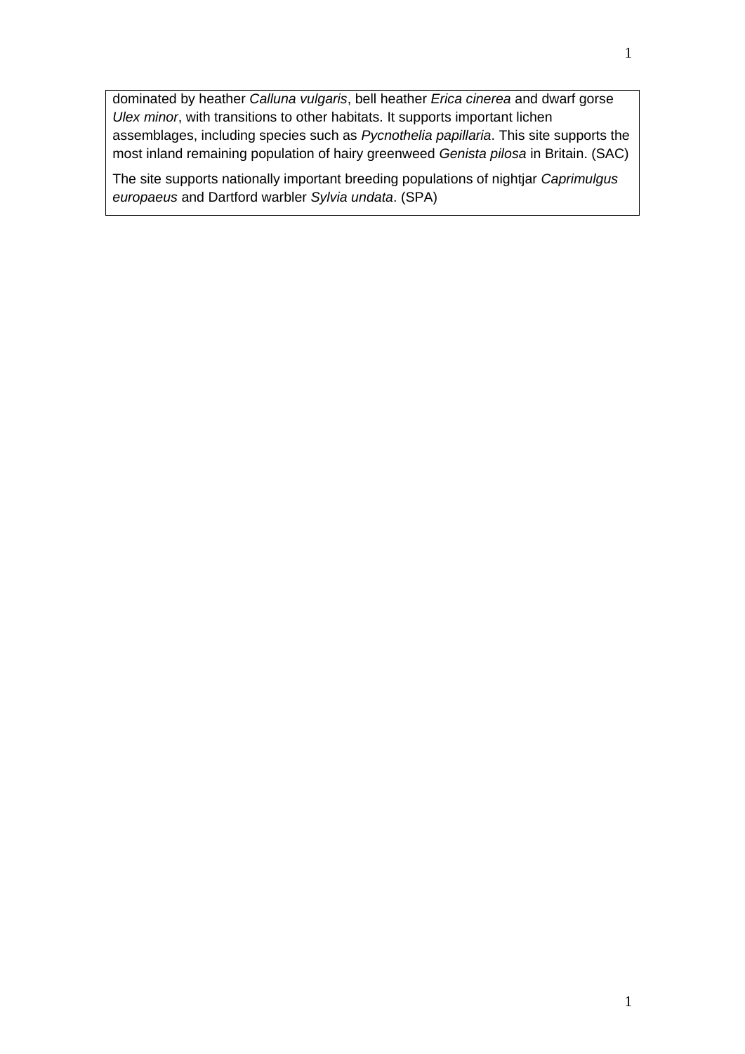dominated by heather *Calluna vulgaris*, bell heather *Erica cinerea* and dwarf gorse *Ulex minor*, with transitions to other habitats. It supports important lichen assemblages, including species such as *Pycnothelia papillaria*. This site supports the most inland remaining population of hairy greenweed *Genista pilosa* in Britain. (SAC)

The site supports nationally important breeding populations of nightjar *Caprimulgus europaeus* and Dartford warbler *Sylvia undata*. (SPA)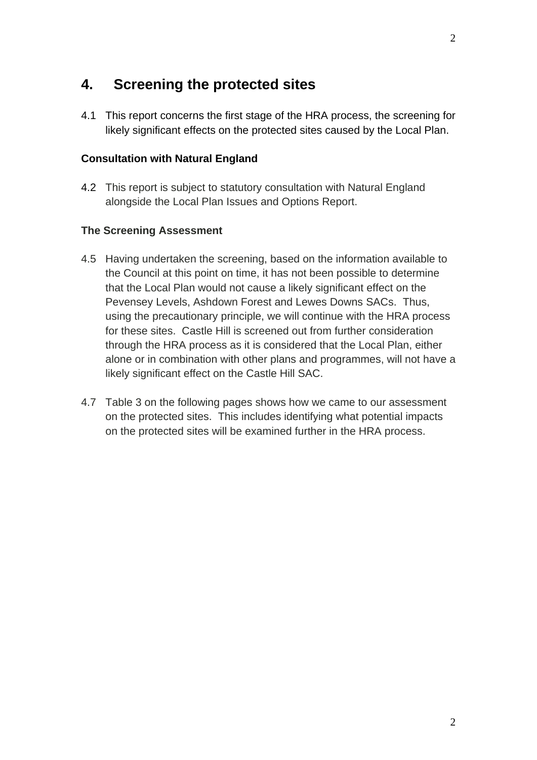## 4. Screening the protected sites

4.1 This report concerns the first stage of the HRA process, the screening for likely significant effects on the protected sites caused by the Local Plan.

**Consultation with Natural England**

4.2 This report is subject to statutory consultation with Natural England alongside the Local Plan Issues and Options Report.

**The Screening Assessment**

4.5 Having undertaken the screening, based on the information available to the Council at this point on time, it has not been possible to determine that the Local Plan would not cause a likely significant effect on the Pevensey Levels, Ashdown Forest and Lewes Downs SACs. Thus, using the precautionary principle, we will continue with the HRA process for these sites. Castle Hill is screened out from further consideration through the HRA process as it is considered that the Local Plan, either alone or in combination with other plans and programmes, will not have a likely significant effect on the Castle Hill SAC.

4.7 Table 3 on the following pages shows how we came to our assessment on the protected sites. This includes identifying what potential impacts on the protected sites will be examined further in the HRA process.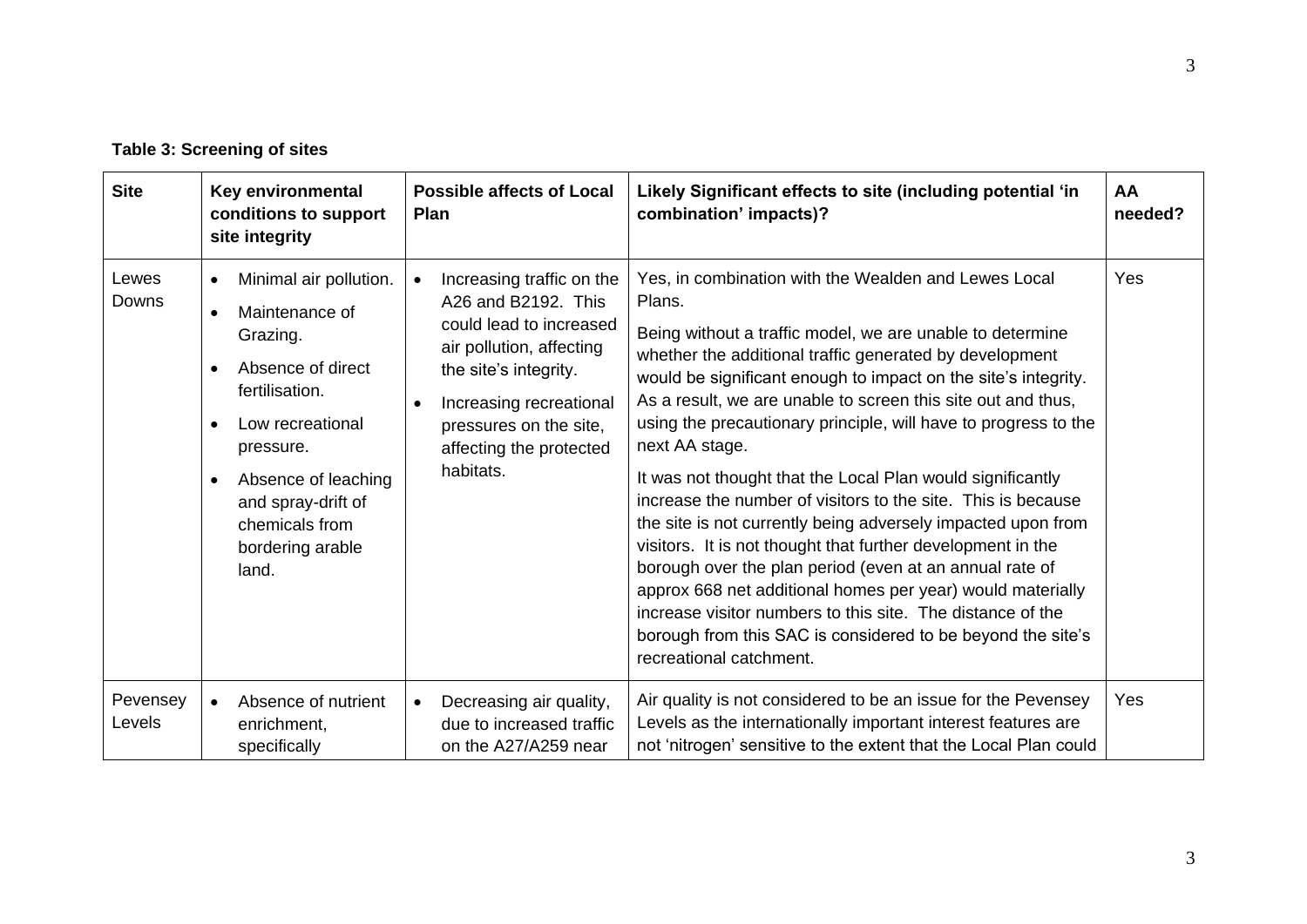**Table 3: Screening of sites**

| Site | Key environmental conditions to support site integrity | Possible affects of Local Plan | Likely Significant effects to site (including potential 'in combination' impacts)? | AA needed? |
|---|---|---|---|---|
| Lewes Downs | • Minimal air pollution.<br>• Maintenance of Grazing.<br>• Absence of direct fertilisation.<br>• Low recreational pressure.<br>• Absence of leaching and spray-drift of chemicals from bordering arable land. | • Increasing traffic on the A26 and B2192. This could lead to increased air pollution, affecting the site's integrity.<br>• Increasing recreational pressures on the site, affecting the protected habitats. | Yes, in combination with the Wealden and Lewes Local Plans.<br><br>Being without a traffic model, we are unable to determine whether the additional traffic generated by development would be significant enough to impact on the site's integrity. As a result, we are unable to screen this site out and thus, using the precautionary principle, will have to progress to the next AA stage.<br><br>It was not thought that the Local Plan would significantly increase the number of visitors to the site. This is because the site is not currently being adversely impacted upon from visitors. It is not thought that further development in the borough over the plan period (even at an annual rate of approx 668 net additional homes per year) would materially increase visitor numbers to this site. The distance of the borough from this SAC is considered to be beyond the site's recreational catchment. | Yes |
| Pevensey Levels | • Absence of nutrient enrichment, specifically | • Decreasing air quality, due to increased traffic on the A27/A259 near | Air quality is not considered to be an issue for the Pevensey Levels as the internationally important interest features are not 'nitrogen' sensitive to the extent that the Local Plan could | Yes |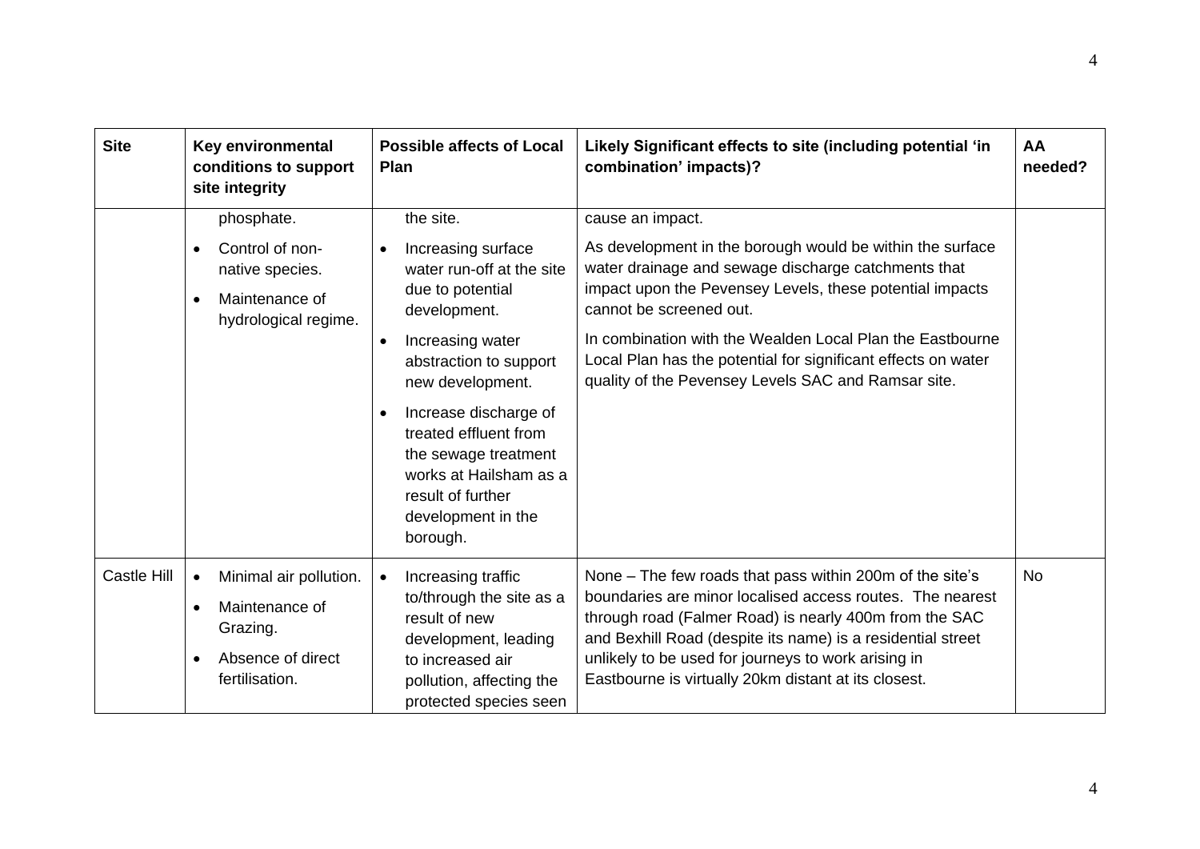| Site | Key environmental conditions to support site integrity | Possible affects of Local Plan | Likely Significant effects to site (including potential 'in combination' impacts)? | AA needed? |
|---|---|---|---|---|
| | phosphate.<br>• Control of non-native species.<br>• Maintenance of hydrological regime. | the site.<br>• Increasing surface water run-off at the site due to potential development.<br>• Increasing water abstraction to support new development.<br>• Increase discharge of treated effluent from the sewage treatment works at Hailsham as a result of further development in the borough. | cause an impact.<br><br>As development in the borough would be within the surface water drainage and sewage discharge catchments that impact upon the Pevensey Levels, these potential impacts cannot be screened out.<br><br>In combination with the Wealden Local Plan the Eastbourne Local Plan has the potential for significant effects on water quality of the Pevensey Levels SAC and Ramsar site. | |
| Castle Hill | • Minimal air pollution.<br>• Maintenance of Grazing.<br>• Absence of direct fertilisation. | • Increasing traffic to/through the site as a result of new development, leading to increased air pollution, affecting the protected species seen | None – The few roads that pass within 200m of the site's boundaries are minor localised access routes. The nearest through road (Falmer Road) is nearly 400m from the SAC and Bexhill Road (despite its name) is a residential street unlikely to be used for journeys to work arising in Eastbourne is virtually 20km distant at its closest. | No |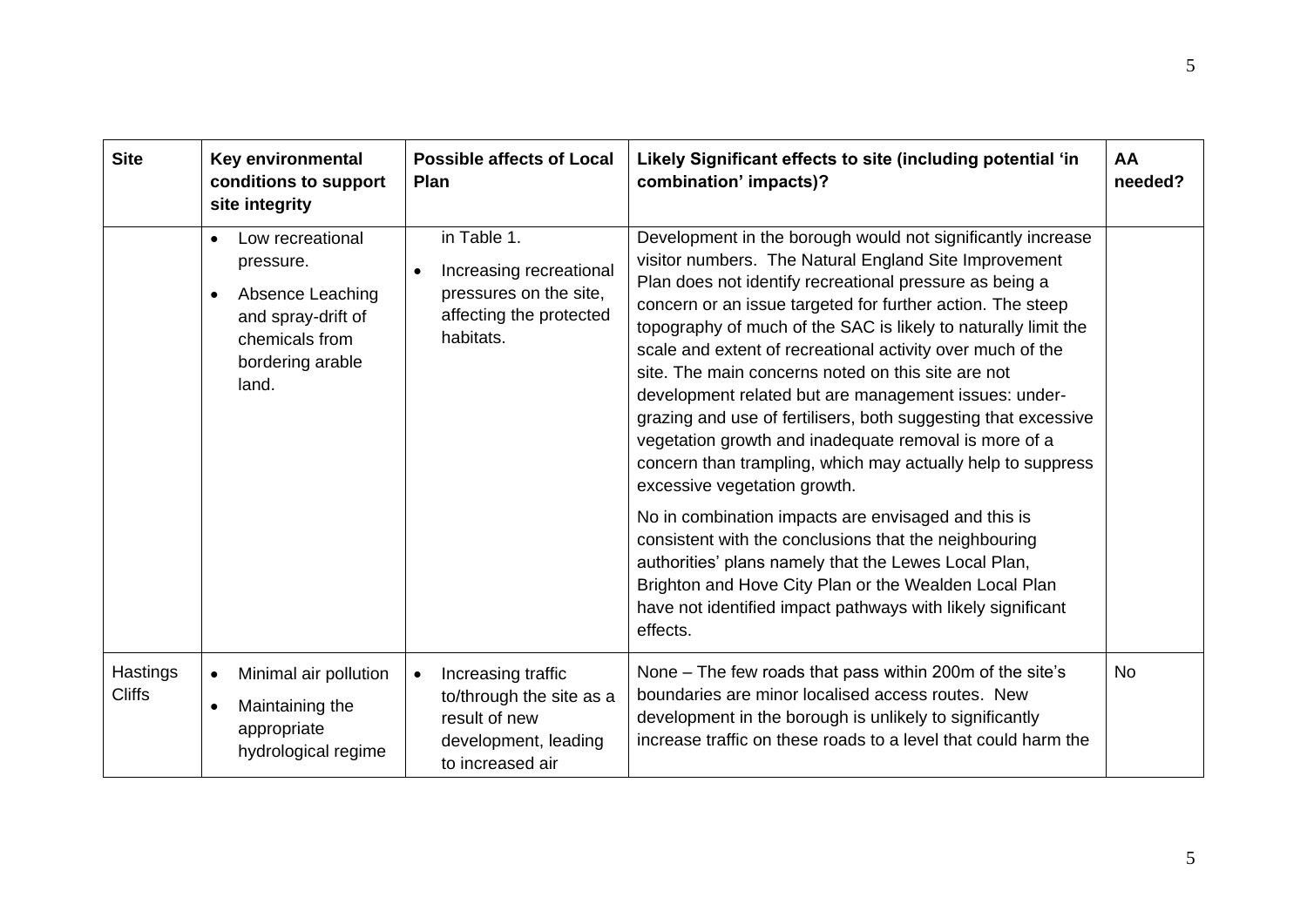| Site | Key environmental conditions to support site integrity | Possible affects of Local Plan | Likely Significant effects to site (including potential 'in combination' impacts)? | AA needed? |
|---|---|---|---|---|
| | • Low recreational pressure.<br>• Absence Leaching and spray-drift of chemicals from bordering arable land. | in Table 1.<br>• Increasing recreational pressures on the site, affecting the protected habitats. | Development in the borough would not significantly increase visitor numbers. The Natural England Site Improvement Plan does not identify recreational pressure as being a concern or an issue targeted for further action. The steep topography of much of the SAC is likely to naturally limit the scale and extent of recreational activity over much of the site. The main concerns noted on this site are not development related but are management issues: under-grazing and use of fertilisers, both suggesting that excessive vegetation growth and inadequate removal is more of a concern than trampling, which may actually help to suppress excessive vegetation growth.<br><br>No in combination impacts are envisaged and this is consistent with the conclusions that the neighbouring authorities' plans namely that the Lewes Local Plan, Brighton and Hove City Plan or the Wealden Local Plan have not identified impact pathways with likely significant effects. | |
| Hastings Cliffs | • Minimal air pollution<br>• Maintaining the appropriate hydrological regime | • Increasing traffic to/through the site as a result of new development, leading to increased air | None – The few roads that pass within 200m of the site's boundaries are minor localised access routes. New development in the borough is unlikely to significantly increase traffic on these roads to a level that could harm the | No |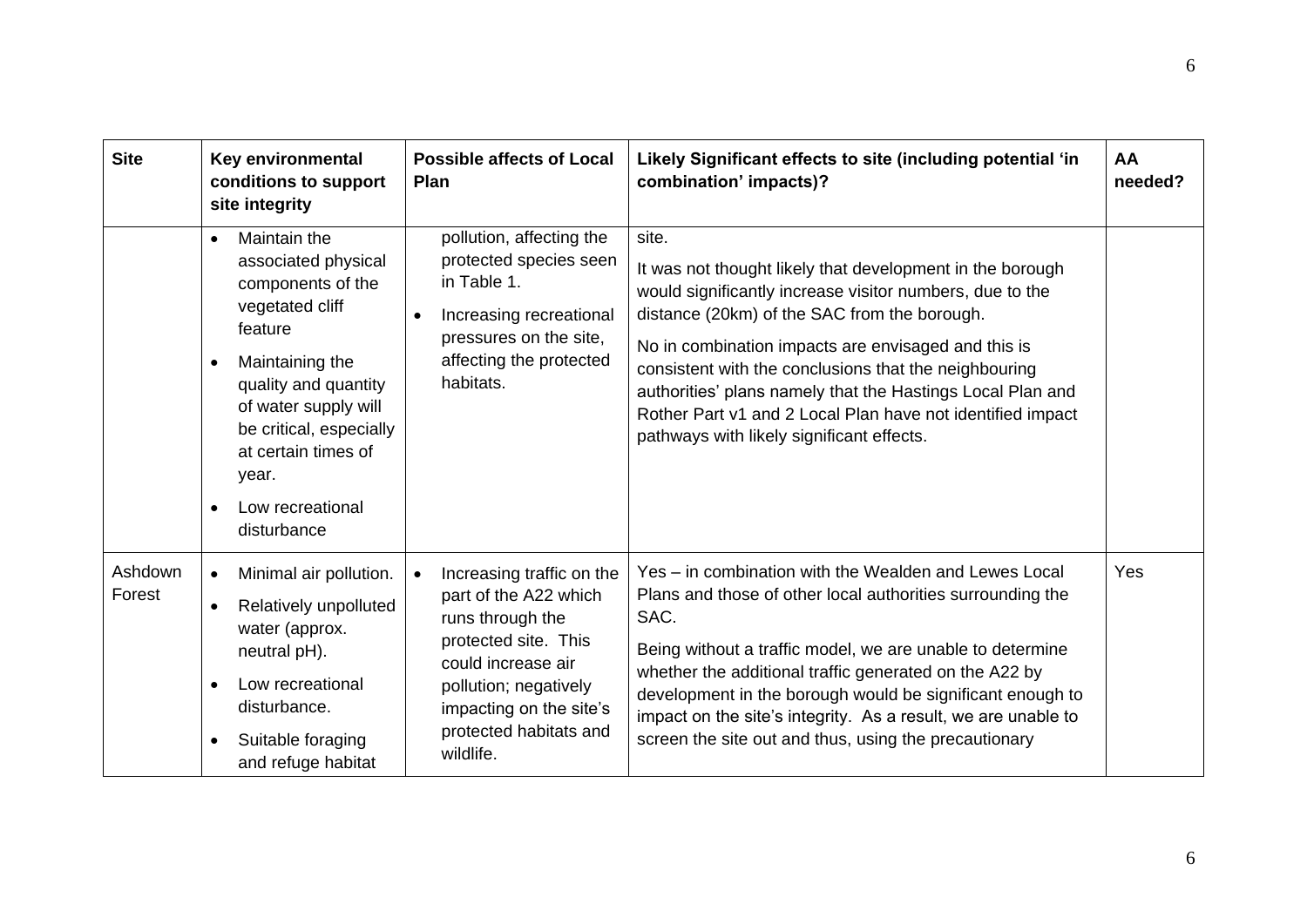| Site | Key environmental conditions to support site integrity | Possible affects of Local Plan | Likely Significant effects to site (including potential 'in combination' impacts)? | AA needed? |
|---|---|---|---|---|
| | • Maintain the associated physical components of the vegetated cliff feature<br>• Maintaining the quality and quantity of water supply will be critical, especially at certain times of year.<br>• Low recreational disturbance | pollution, affecting the protected species seen in Table 1.<br>• Increasing recreational pressures on the site, affecting the protected habitats. | site.<br>It was not thought likely that development in the borough would significantly increase visitor numbers, due to the distance (20km) of the SAC from the borough.<br>No in combination impacts are envisaged and this is consistent with the conclusions that the neighbouring authorities' plans namely that the Hastings Local Plan and Rother Part v1 and 2 Local Plan have not identified impact pathways with likely significant effects. | |
| Ashdown Forest | • Minimal air pollution.<br>• Relatively unpolluted water (approx. neutral pH).<br>• Low recreational disturbance.<br>• Suitable foraging and refuge habitat | • Increasing traffic on the part of the A22 which runs through the protected site. This could increase air pollution; negatively impacting on the site's protected habitats and wildlife. | Yes – in combination with the Wealden and Lewes Local Plans and those of other local authorities surrounding the SAC.<br>Being without a traffic model, we are unable to determine whether the additional traffic generated on the A22 by development in the borough would be significant enough to impact on the site's integrity. As a result, we are unable to screen the site out and thus, using the precautionary | Yes |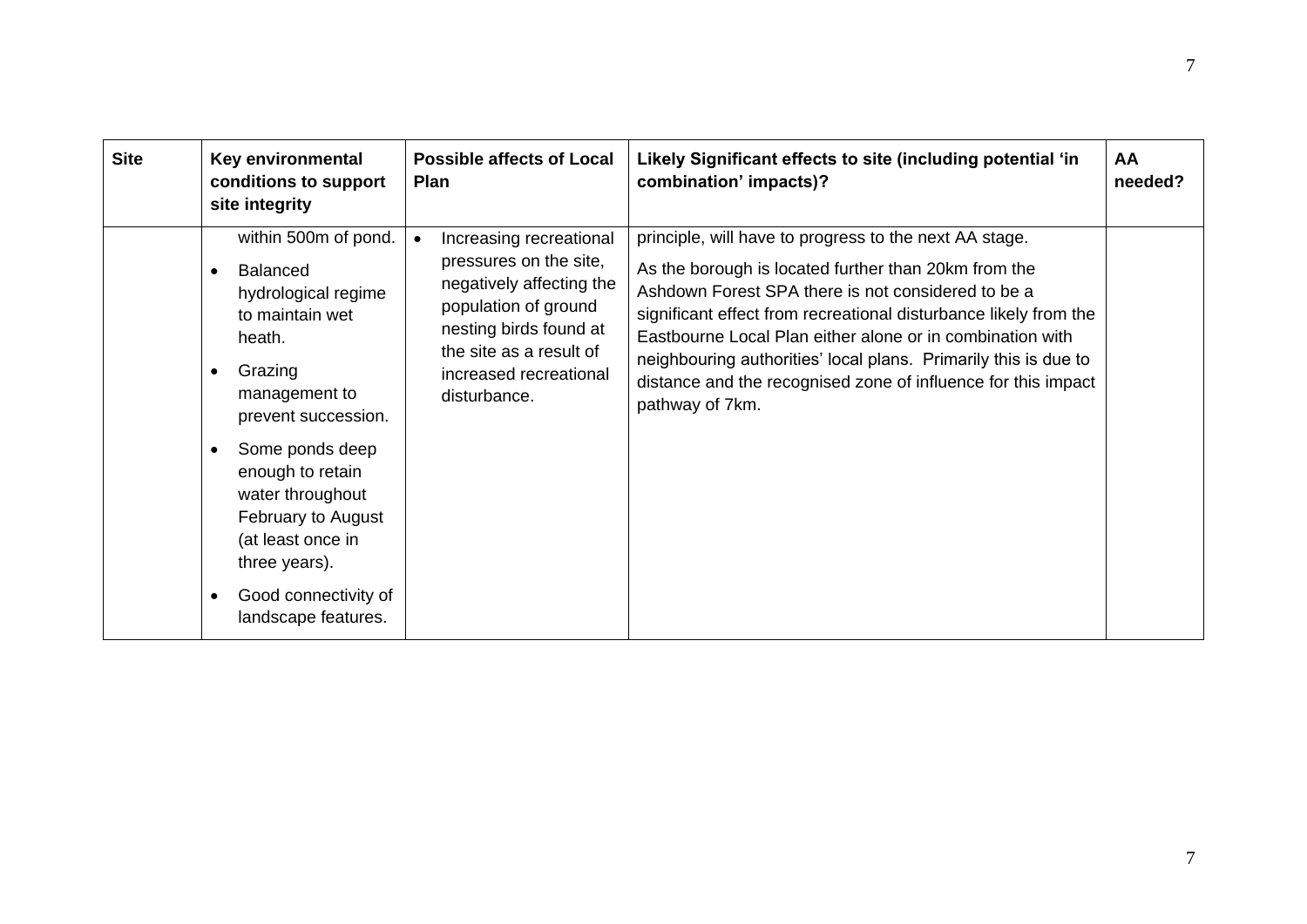| Site | Key environmental conditions to support site integrity | Possible affects of Local Plan | Likely Significant effects to site (including potential 'in combination' impacts)? | AA needed? |
|---|---|---|---|---|
| | within 500m of pond.<br>• Balanced hydrological regime to maintain wet heath.<br>• Grazing management to prevent succession.<br>• Some ponds deep enough to retain water throughout February to August (at least once in three years).<br>• Good connectivity of landscape features. | • Increasing recreational pressures on the site, negatively affecting the population of ground nesting birds found at the site as a result of increased recreational disturbance. | principle, will have to progress to the next AA stage.<br>As the borough is located further than 20km from the Ashdown Forest SPA there is not considered to be a significant effect from recreational disturbance likely from the Eastbourne Local Plan either alone or in combination with neighbouring authorities' local plans. Primarily this is due to distance and the recognised zone of influence for this impact pathway of 7km. | |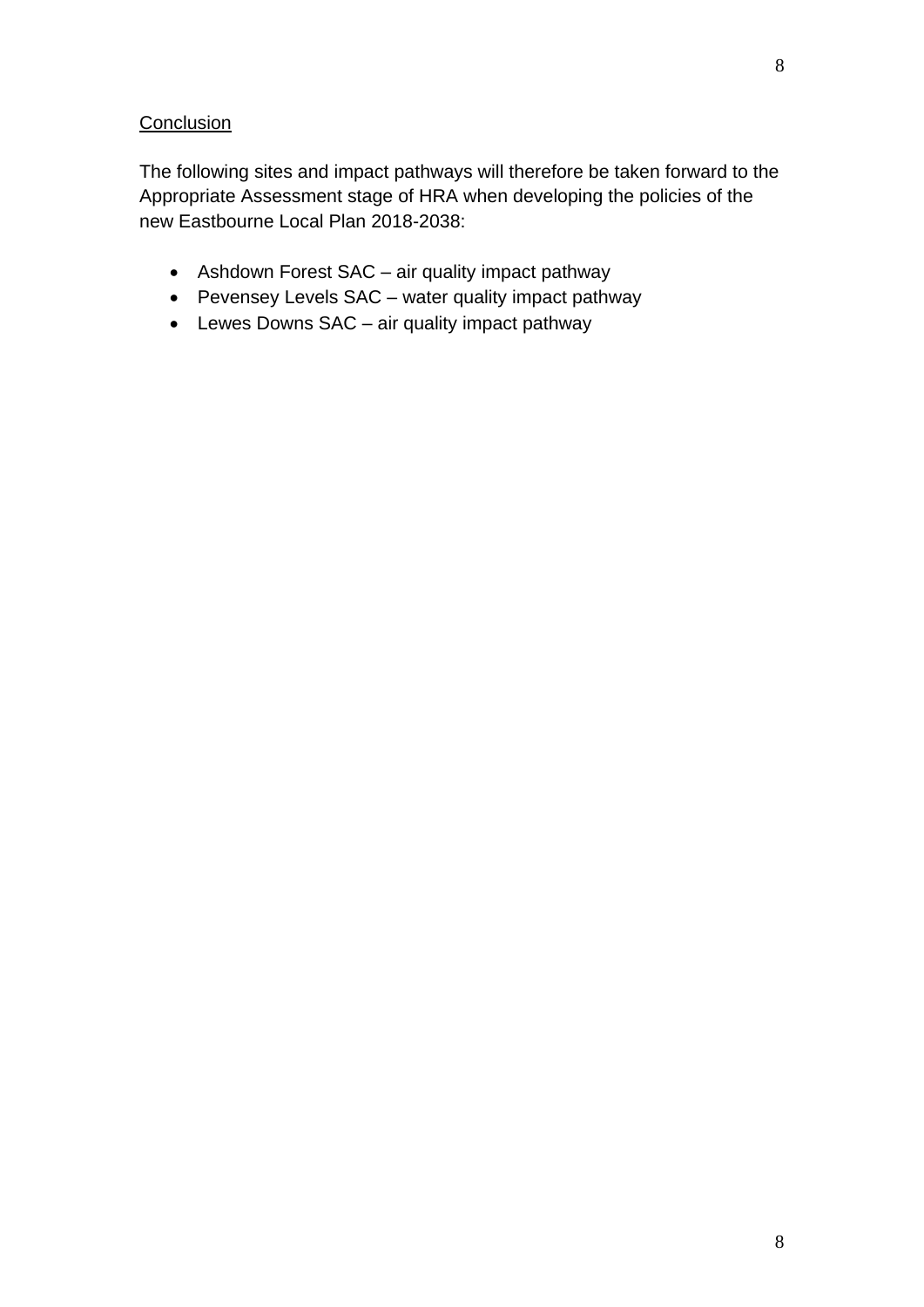Conclusion

The following sites and impact pathways will therefore be taken forward to the Appropriate Assessment stage of HRA when developing the policies of the new Eastbourne Local Plan 2018-2038:

- Ashdown Forest SAC – air quality impact pathway
- Pevensey Levels SAC – water quality impact pathway
- Lewes Downs SAC – air quality impact pathway